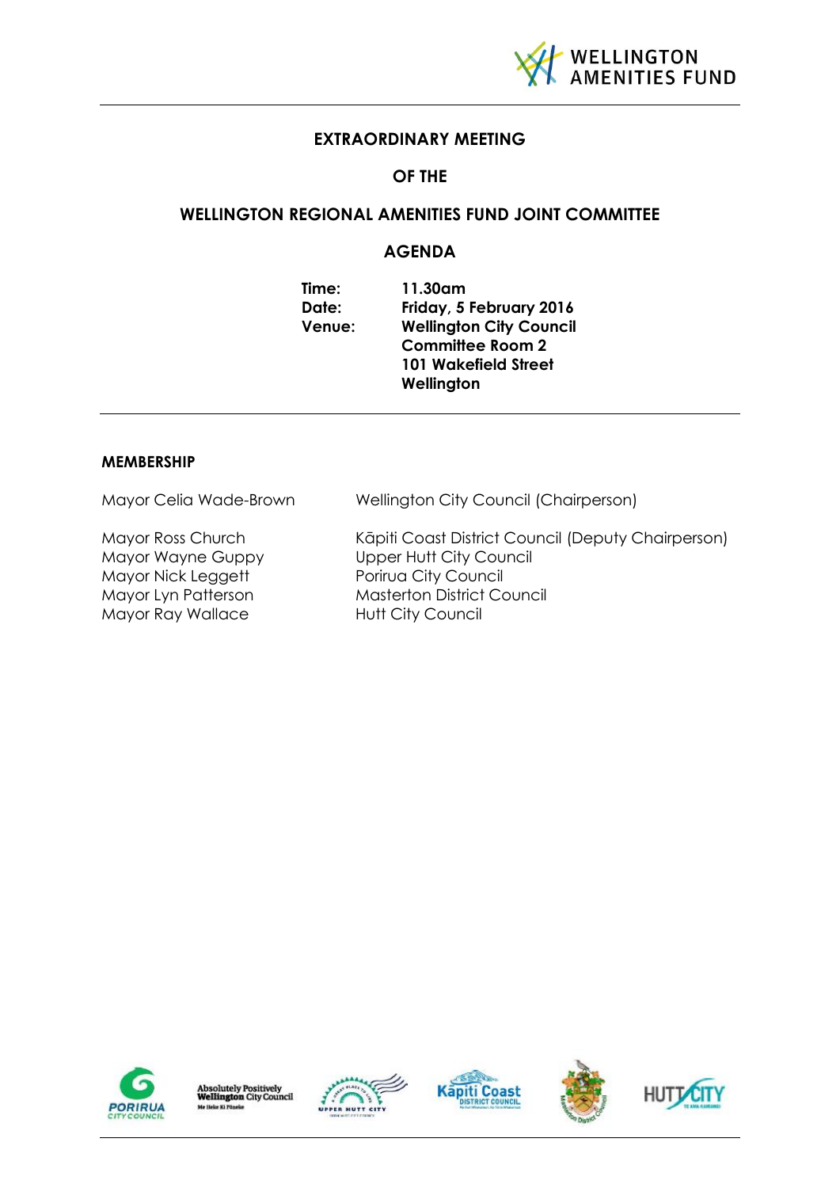WELLINGTON AMENITIES FUND

# EXTRAORDINARY MEETING

## OF THE

## WELLINGTON REGIONAL AMENITIES FUND JOINT COMMITTEE

## AGENDA

| | |
|---|---|
| **Time:** | **11.30am** |
| **Date:** | **Friday, 5 February 2016** |
| **Venue:** | **Wellington City Council**<br>**Committee Room 2**<br>**101 Wakefield Street**<br>**Wellington** |

**MEMBERSHIP**

| | |
|---|---|
| Mayor Celia Wade-Brown | Wellington City Council (Chairperson) |
| Mayor Ross Church | Kāpiti Coast District Council (Deputy Chairperson) |
| Mayor Wayne Guppy | Upper Hutt City Council |
| Mayor Nick Leggett | Porirua City Council |
| Mayor Lyn Patterson | Masterton District Council |
| Mayor Ray Wallace | Hutt City Council |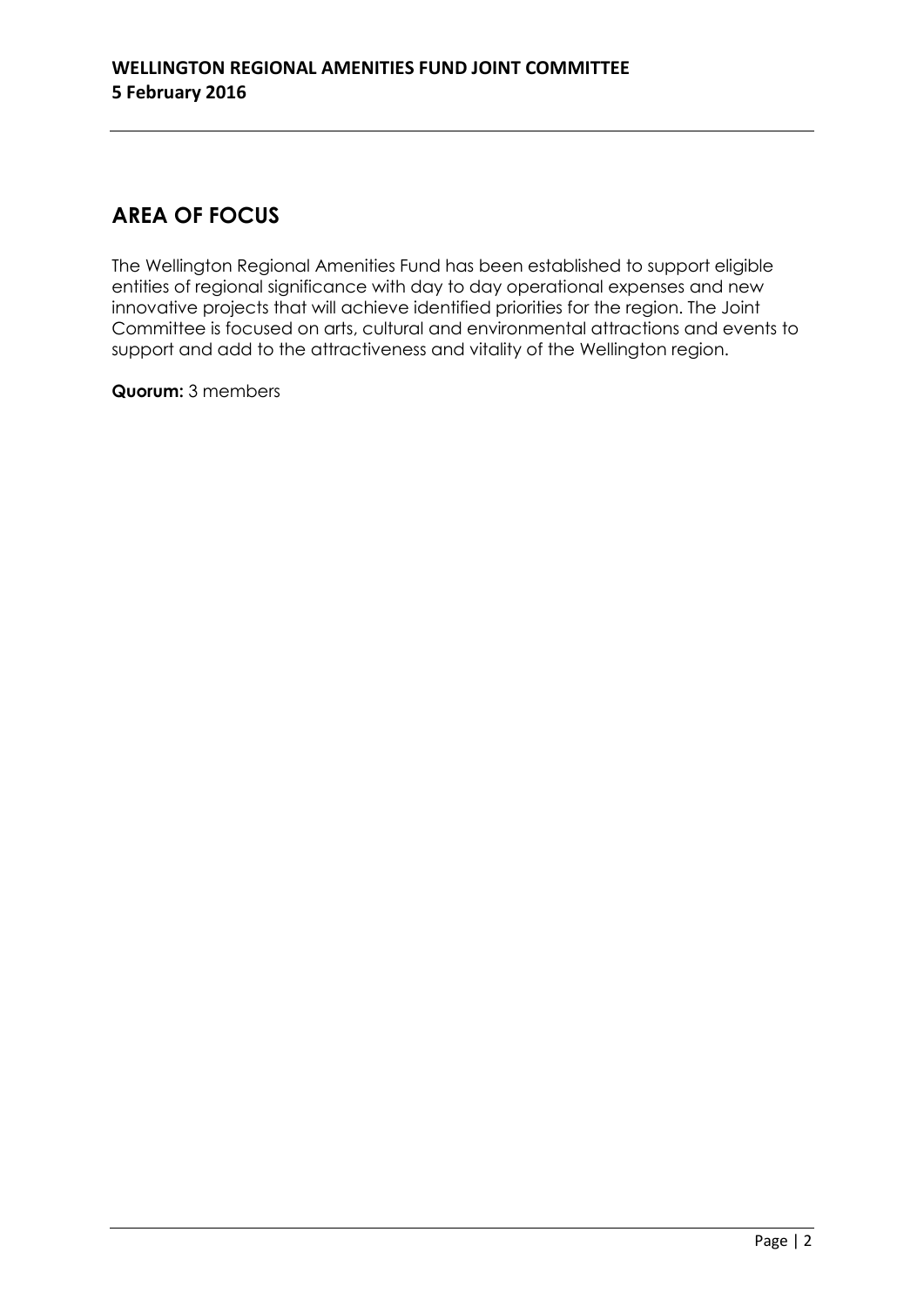## AREA OF FOCUS

The Wellington Regional Amenities Fund has been established to support eligible entities of regional significance with day to day operational expenses and new innovative projects that will achieve identified priorities for the region. The Joint Committee is focused on arts, cultural and environmental attractions and events to support and add to the attractiveness and vitality of the Wellington region.

**Quorum:** 3 members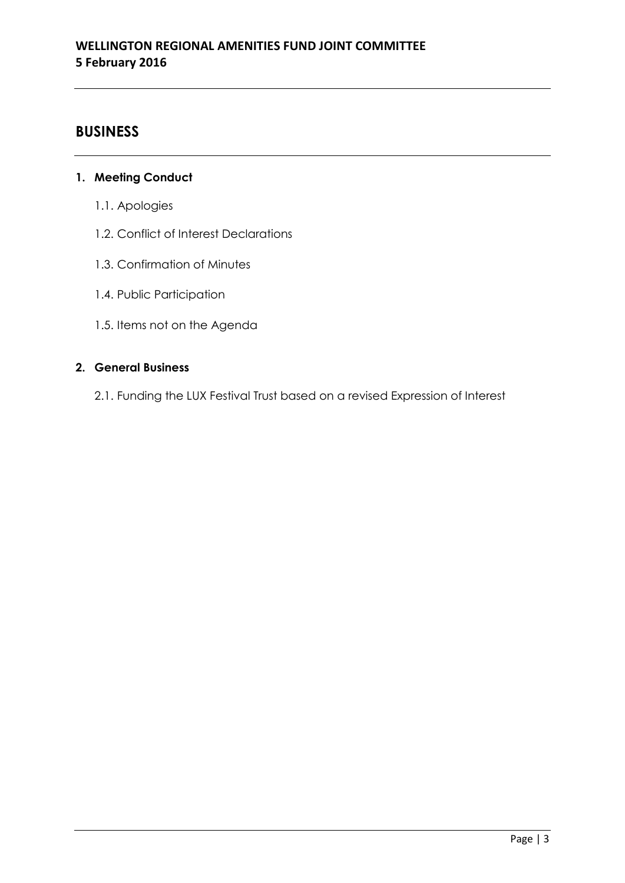## BUSINESS

### 1. Meeting Conduct

1.1. Apologies

1.2. Conflict of Interest Declarations

1.3. Confirmation of Minutes

1.4. Public Participation

1.5. Items not on the Agenda

### 2. General Business

2.1. Funding the LUX Festival Trust based on a revised Expression of Interest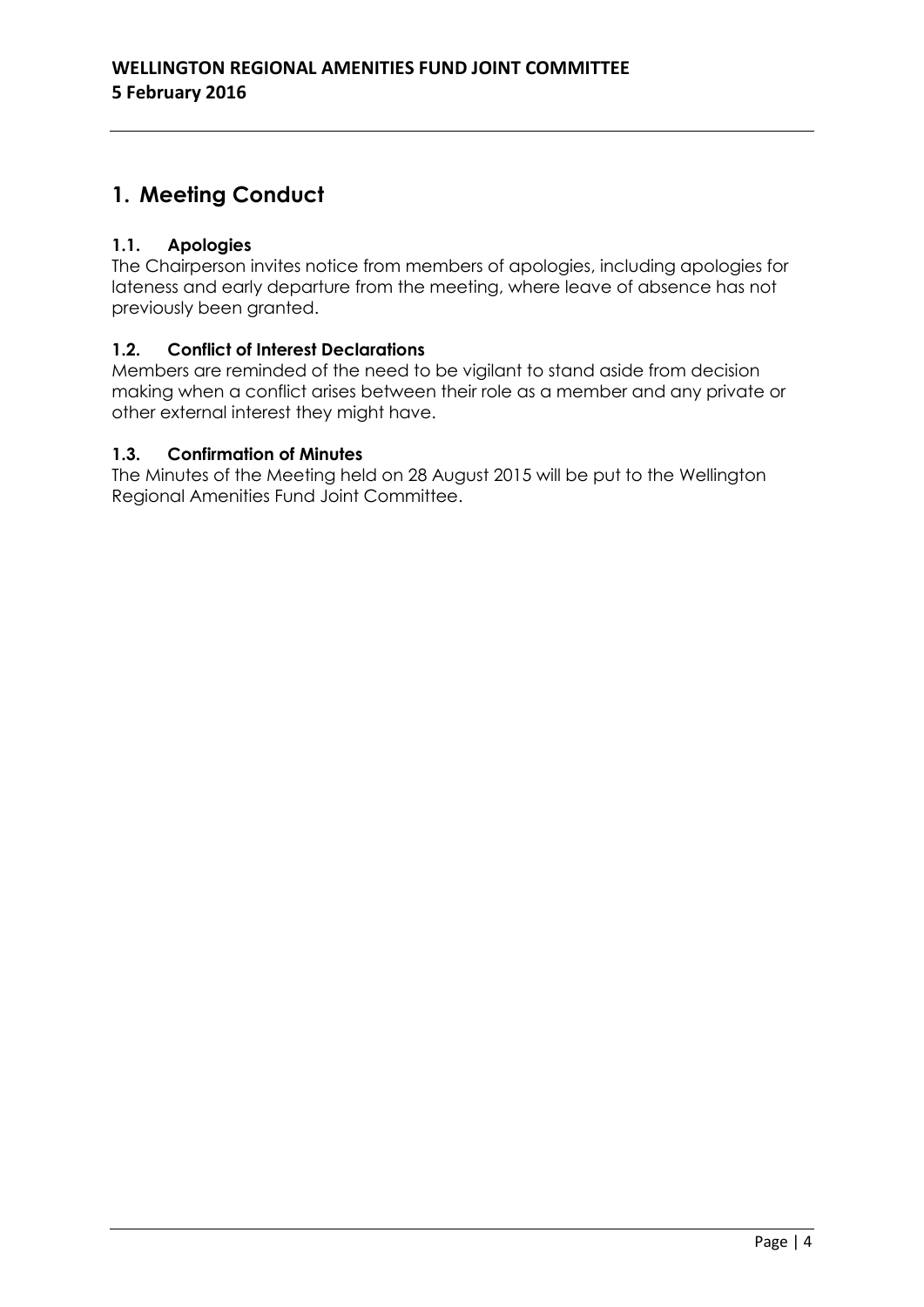# 1. Meeting Conduct

### 1.1. Apologies

The Chairperson invites notice from members of apologies, including apologies for lateness and early departure from the meeting, where leave of absence has not previously been granted.

### 1.2. Conflict of Interest Declarations

Members are reminded of the need to be vigilant to stand aside from decision making when a conflict arises between their role as a member and any private or other external interest they might have.

### 1.3. Confirmation of Minutes

The Minutes of the Meeting held on 28 August 2015 will be put to the Wellington Regional Amenities Fund Joint Committee.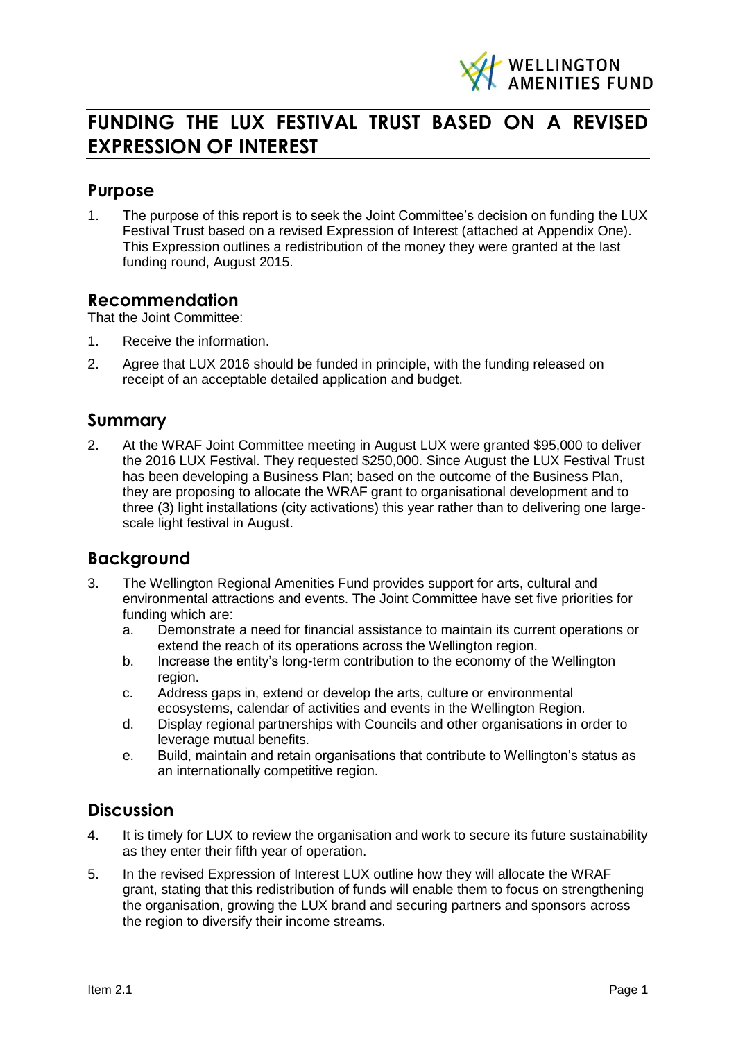# FUNDING THE LUX FESTIVAL TRUST BASED ON A REVISED EXPRESSION OF INTEREST

## Purpose

1. The purpose of this report is to seek the Joint Committee's decision on funding the LUX Festival Trust based on a revised Expression of Interest (attached at Appendix One). This Expression outlines a redistribution of the money they were granted at the last funding round, August 2015.

## Recommendation

That the Joint Committee:

1. Receive the information.
2. Agree that LUX 2016 should be funded in principle, with the funding released on receipt of an acceptable detailed application and budget.

## Summary

2. At the WRAF Joint Committee meeting in August LUX were granted $95,000 to deliver the 2016 LUX Festival. They requested $250,000. Since August the LUX Festival Trust has been developing a Business Plan; based on the outcome of the Business Plan, they are proposing to allocate the WRAF grant to organisational development and to three (3) light installations (city activations) this year rather than to delivering one large-scale light festival in August.

## Background

3. The Wellington Regional Amenities Fund provides support for arts, cultural and environmental attractions and events. The Joint Committee have set five priorities for funding which are:
   a. Demonstrate a need for financial assistance to maintain its current operations or extend the reach of its operations across the Wellington region.
   b. Increase the entity's long-term contribution to the economy of the Wellington region.
   c. Address gaps in, extend or develop the arts, culture or environmental ecosystems, calendar of activities and events in the Wellington Region.
   d. Display regional partnerships with Councils and other organisations in order to leverage mutual benefits.
   e. Build, maintain and retain organisations that contribute to Wellington's status as an internationally competitive region.

## Discussion

4. It is timely for LUX to review the organisation and work to secure its future sustainability as they enter their fifth year of operation.
5. In the revised Expression of Interest LUX outline how they will allocate the WRAF grant, stating that this redistribution of funds will enable them to focus on strengthening the organisation, growing the LUX brand and securing partners and sponsors across the region to diversify their income streams.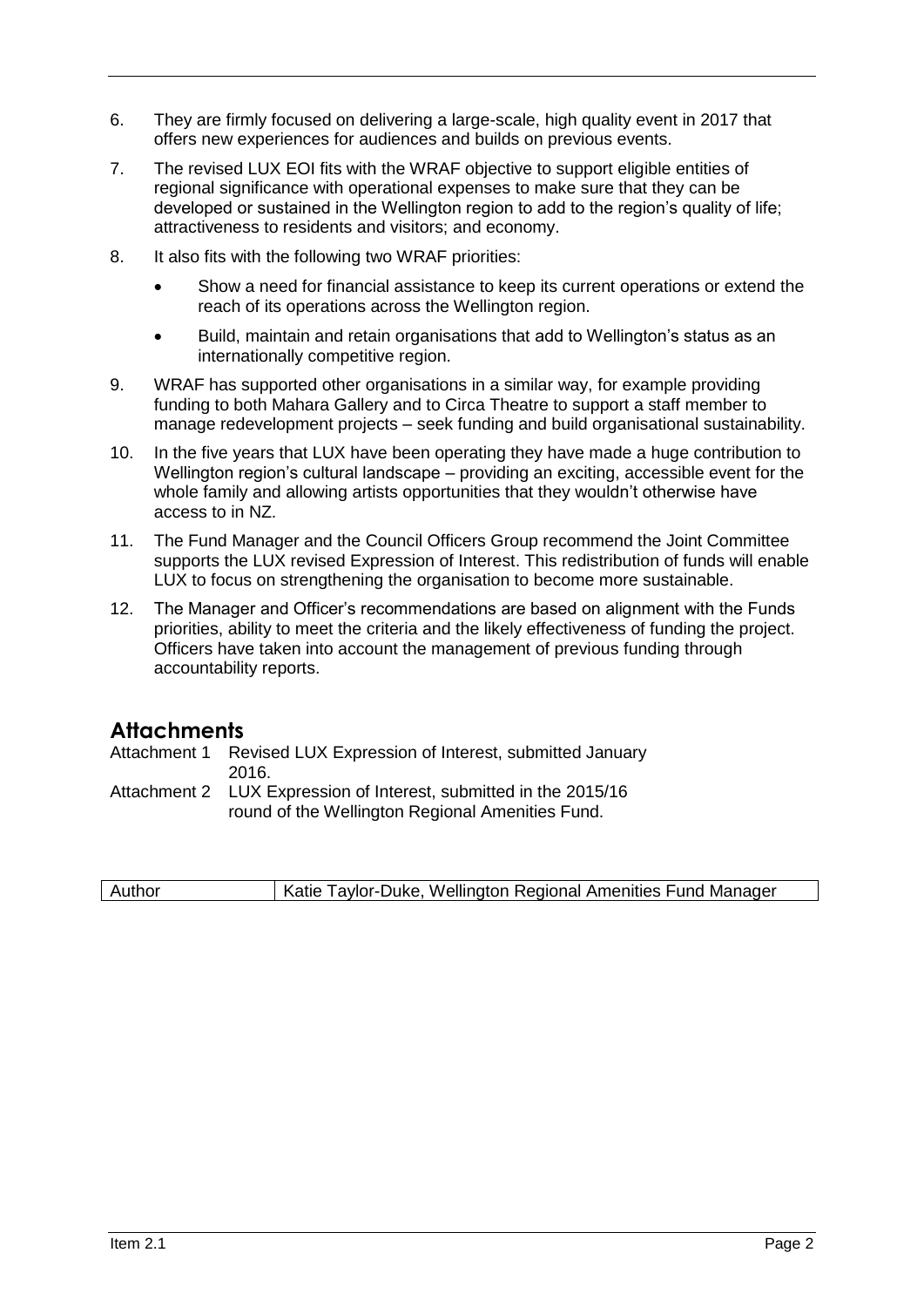6. They are firmly focused on delivering a large-scale, high quality event in 2017 that offers new experiences for audiences and builds on previous events.

7. The revised LUX EOI fits with the WRAF objective to support eligible entities of regional significance with operational expenses to make sure that they can be developed or sustained in the Wellington region to add to the region's quality of life; attractiveness to residents and visitors; and economy.

8. It also fits with the following two WRAF priorities:
   - Show a need for financial assistance to keep its current operations or extend the reach of its operations across the Wellington region.
   - Build, maintain and retain organisations that add to Wellington's status as an internationally competitive region.

9. WRAF has supported other organisations in a similar way, for example providing funding to both Mahara Gallery and to Circa Theatre to support a staff member to manage redevelopment projects – seek funding and build organisational sustainability.

10. In the five years that LUX have been operating they have made a huge contribution to Wellington region's cultural landscape – providing an exciting, accessible event for the whole family and allowing artists opportunities that they wouldn't otherwise have access to in NZ.

11. The Fund Manager and the Council Officers Group recommend the Joint Committee supports the LUX revised Expression of Interest. This redistribution of funds will enable LUX to focus on strengthening the organisation to become more sustainable.

12. The Manager and Officer's recommendations are based on alignment with the Funds priorities, ability to meet the criteria and the likely effectiveness of funding the project. Officers have taken into account the management of previous funding through accountability reports.

## Attachments

| | |
|---|---|
| Attachment 1 | Revised LUX Expression of Interest, submitted January 2016. |
| Attachment 2 | LUX Expression of Interest, submitted in the 2015/16 round of the Wellington Regional Amenities Fund. |

| | |
|---|---|
| Author | Katie Taylor-Duke, Wellington Regional Amenities Fund Manager |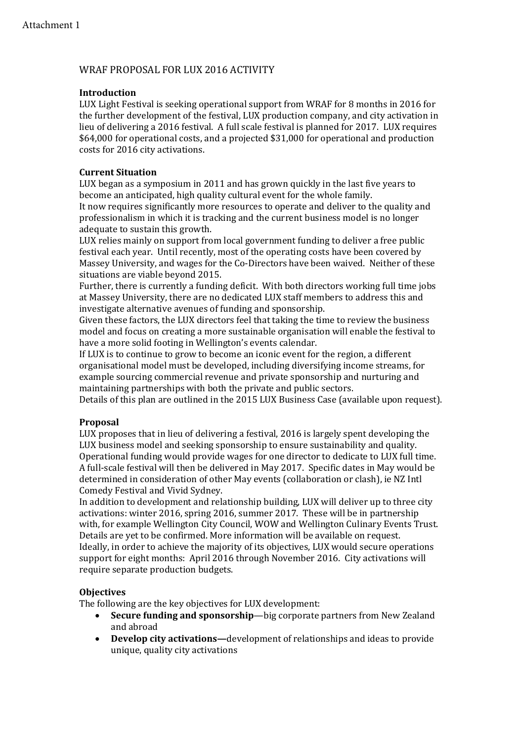Attachment 1

# WRAF PROPOSAL FOR LUX 2016 ACTIVITY

**Introduction**

LUX Light Festival is seeking operational support from WRAF for 8 months in 2016 for the further development of the festival, LUX production company, and city activation in lieu of delivering a 2016 festival. A full scale festival is planned for 2017. LUX requires $64,000 for operational costs, and a projected $31,000 for operational and production costs for 2016 city activations.

**Current Situation**

LUX began as a symposium in 2011 and has grown quickly in the last five years to become an anticipated, high quality cultural event for the whole family.

It now requires significantly more resources to operate and deliver to the quality and professionalism in which it is tracking and the current business model is no longer adequate to sustain this growth.

LUX relies mainly on support from local government funding to deliver a free public festival each year. Until recently, most of the operating costs have been covered by Massey University, and wages for the Co-Directors have been waived. Neither of these situations are viable beyond 2015.

Further, there is currently a funding deficit. With both directors working full time jobs at Massey University, there are no dedicated LUX staff members to address this and investigate alternative avenues of funding and sponsorship.

Given these factors, the LUX directors feel that taking the time to review the business model and focus on creating a more sustainable organisation will enable the festival to have a more solid footing in Wellington's events calendar.

If LUX is to continue to grow to become an iconic event for the region, a different organisational model must be developed, including diversifying income streams, for example sourcing commercial revenue and private sponsorship and nurturing and maintaining partnerships with both the private and public sectors.

Details of this plan are outlined in the 2015 LUX Business Case (available upon request).

**Proposal**

LUX proposes that in lieu of delivering a festival, 2016 is largely spent developing the LUX business model and seeking sponsorship to ensure sustainability and quality. Operational funding would provide wages for one director to dedicate to LUX full time. A full-scale festival will then be delivered in May 2017. Specific dates in May would be determined in consideration of other May events (collaboration or clash), ie NZ Intl Comedy Festival and Vivid Sydney.

In addition to development and relationship building, LUX will deliver up to three city activations: winter 2016, spring 2016, summer 2017. These will be in partnership with, for example Wellington City Council, WOW and Wellington Culinary Events Trust. Details are yet to be confirmed. More information will be available on request.

Ideally, in order to achieve the majority of its objectives, LUX would secure operations support for eight months: April 2016 through November 2016. City activations will require separate production budgets.

**Objectives**

The following are the key objectives for LUX development:

- **Secure funding and sponsorship**—big corporate partners from New Zealand and abroad
- **Develop city activations—**development of relationships and ideas to provide unique, quality city activations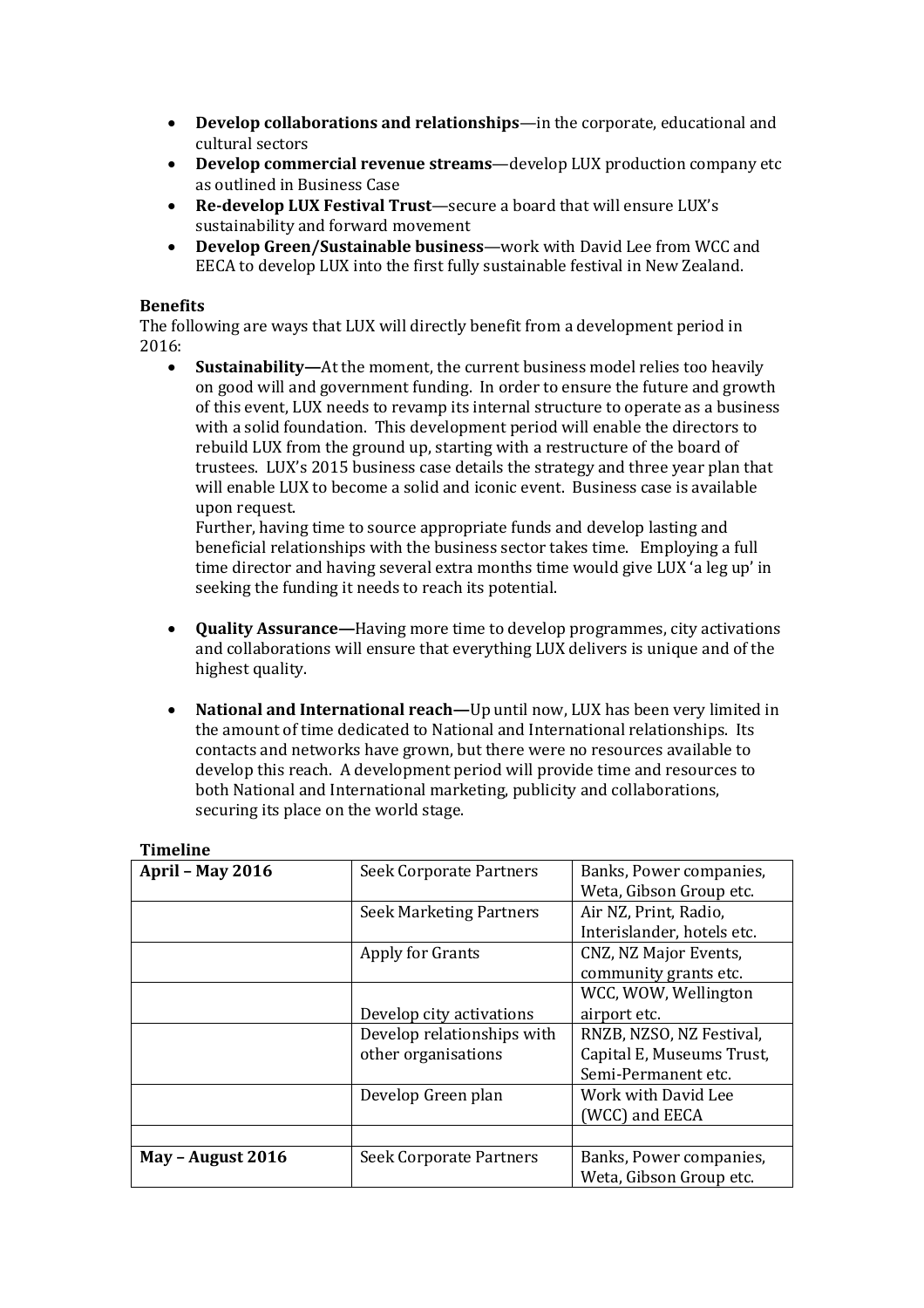- **Develop collaborations and relationships**—in the corporate, educational and cultural sectors
- **Develop commercial revenue streams**—develop LUX production company etc as outlined in Business Case
- **Re-develop LUX Festival Trust**—secure a board that will ensure LUX's sustainability and forward movement
- **Develop Green/Sustainable business**—work with David Lee from WCC and EECA to develop LUX into the first fully sustainable festival in New Zealand.

**Benefits**

The following are ways that LUX will directly benefit from a development period in 2016:

- **Sustainability—**At the moment, the current business model relies too heavily on good will and government funding. In order to ensure the future and growth of this event, LUX needs to revamp its internal structure to operate as a business with a solid foundation. This development period will enable the directors to rebuild LUX from the ground up, starting with a restructure of the board of trustees. LUX's 2015 business case details the strategy and three year plan that will enable LUX to become a solid and iconic event. Business case is available upon request.

  Further, having time to source appropriate funds and develop lasting and beneficial relationships with the business sector takes time. Employing a full time director and having several extra months time would give LUX 'a leg up' in seeking the funding it needs to reach its potential.

- **Quality Assurance—**Having more time to develop programmes, city activations and collaborations will ensure that everything LUX delivers is unique and of the highest quality.

- **National and International reach—**Up until now, LUX has been very limited in the amount of time dedicated to National and International relationships. Its contacts and networks have grown, but there were no resources available to develop this reach. A development period will provide time and resources to both National and International marketing, publicity and collaborations, securing its place on the world stage.

**Timeline**

| | | |
|---|---|---|
| **April – May 2016** | Seek Corporate Partners | Banks, Power companies, Weta, Gibson Group etc. |
| | Seek Marketing Partners | Air NZ, Print, Radio, Interislander, hotels etc. |
| | Apply for Grants | CNZ, NZ Major Events, community grants etc. |
| | Develop city activations | WCC, WOW, Wellington airport etc. |
| | Develop relationships with other organisations | RNZB, NZSO, NZ Festival, Capital E, Museums Trust, Semi-Permanent etc. |
| | Develop Green plan | Work with David Lee (WCC) and EECA |
| | | |
| **May – August 2016** | Seek Corporate Partners | Banks, Power companies, Weta, Gibson Group etc. |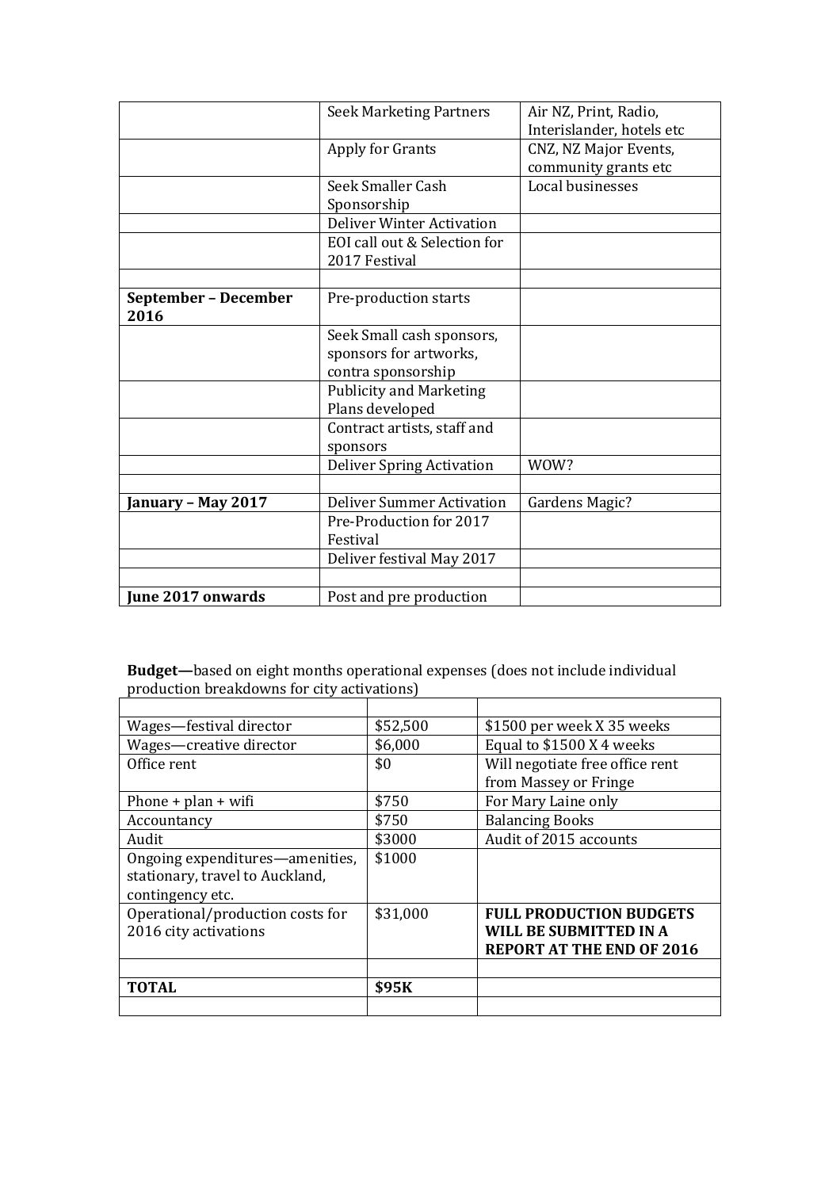| | | |
|---|---|---|
| | Seek Marketing Partners | Air NZ, Print, Radio, Interislander, hotels etc |
| | Apply for Grants | CNZ, NZ Major Events, community grants etc |
| | Seek Smaller Cash Sponsorship | Local businesses |
| | Deliver Winter Activation | |
| | EOI call out & Selection for 2017 Festival | |
| | | |
| **September – December 2016** | Pre-production starts | |
| | Seek Small cash sponsors, sponsors for artworks, contra sponsorship | |
| | Publicity and Marketing Plans developed | |
| | Contract artists, staff and sponsors | |
| | Deliver Spring Activation | WOW? |
| | | |
| **January – May 2017** | Deliver Summer Activation | Gardens Magic? |
| | Pre-Production for 2017 Festival | |
| | Deliver festival May 2017 | |
| | | |
| **June 2017 onwards** | Post and pre production | |

**Budget—**based on eight months operational expenses (does not include individual production breakdowns for city activations)

| | | |
|---|---|---|
| Wages—festival director | $52,500 | $1500 per week X 35 weeks |
| Wages—creative director | $6,000 | Equal to $1500 X 4 weeks |
| Office rent | $0 | Will negotiate free office rent from Massey or Fringe |
| Phone + plan + wifi | $750 | For Mary Laine only |
| Accountancy | $750 | Balancing Books |
| Audit | $3000 | Audit of 2015 accounts |
| Ongoing expenditures—amenities, stationary, travel to Auckland, contingency etc. | $1000 | |
| Operational/production costs for 2016 city activations | $31,000 | **FULL PRODUCTION BUDGETS WILL BE SUBMITTED IN A REPORT AT THE END OF 2016** |
| | | |
| **TOTAL** | **$95K** | |
| | | |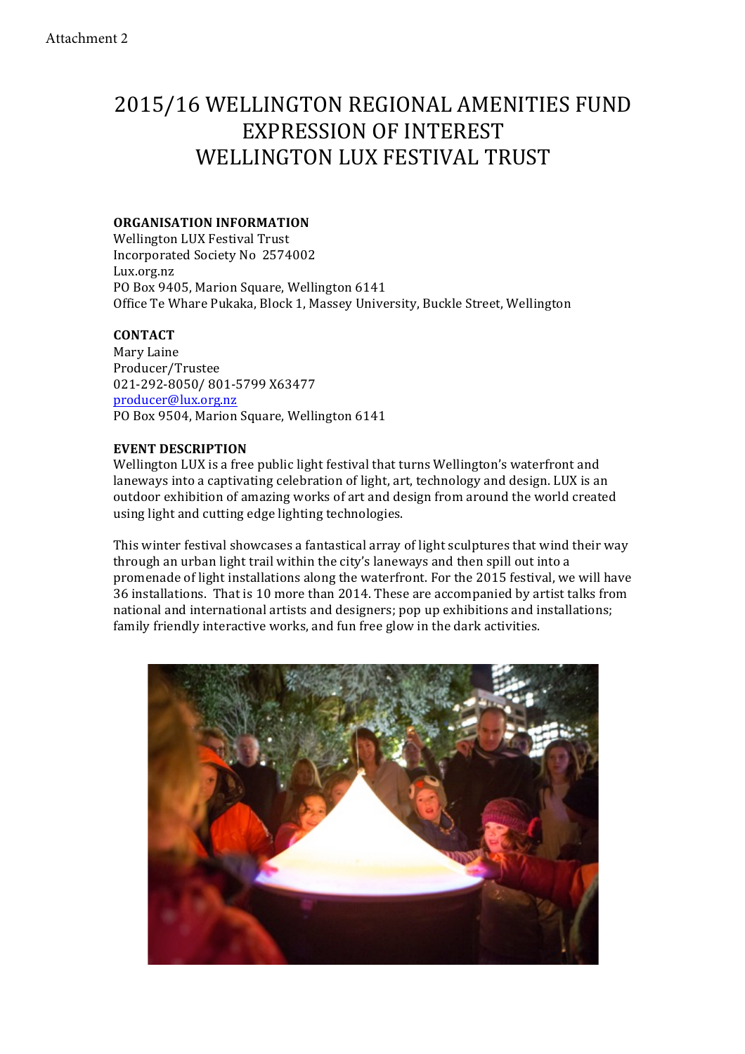Attachment 2

# 2015/16 WELLINGTON REGIONAL AMENITIES FUND EXPRESSION OF INTEREST WELLINGTON LUX FESTIVAL TRUST

**ORGANISATION INFORMATION**
Wellington LUX Festival Trust
Incorporated Society No 2574002
Lux.org.nz
PO Box 9405, Marion Square, Wellington 6141
Office Te Whare Pukaka, Block 1, Massey University, Buckle Street, Wellington

**CONTACT**
Mary Laine
Producer/Trustee
021-292-8050/ 801-5799 X63477
producer@lux.org.nz
PO Box 9504, Marion Square, Wellington 6141

**EVENT DESCRIPTION**
Wellington LUX is a free public light festival that turns Wellington's waterfront and laneways into a captivating celebration of light, art, technology and design. LUX is an outdoor exhibition of amazing works of art and design from around the world created using light and cutting edge lighting technologies.

This winter festival showcases a fantastical array of light sculptures that wind their way through an urban light trail within the city's laneways and then spill out into a promenade of light installations along the waterfront. For the 2015 festival, we will have 36 installations. That is 10 more than 2014. These are accompanied by artist talks from national and international artists and designers; pop up exhibitions and installations; family friendly interactive works, and fun free glow in the dark activities.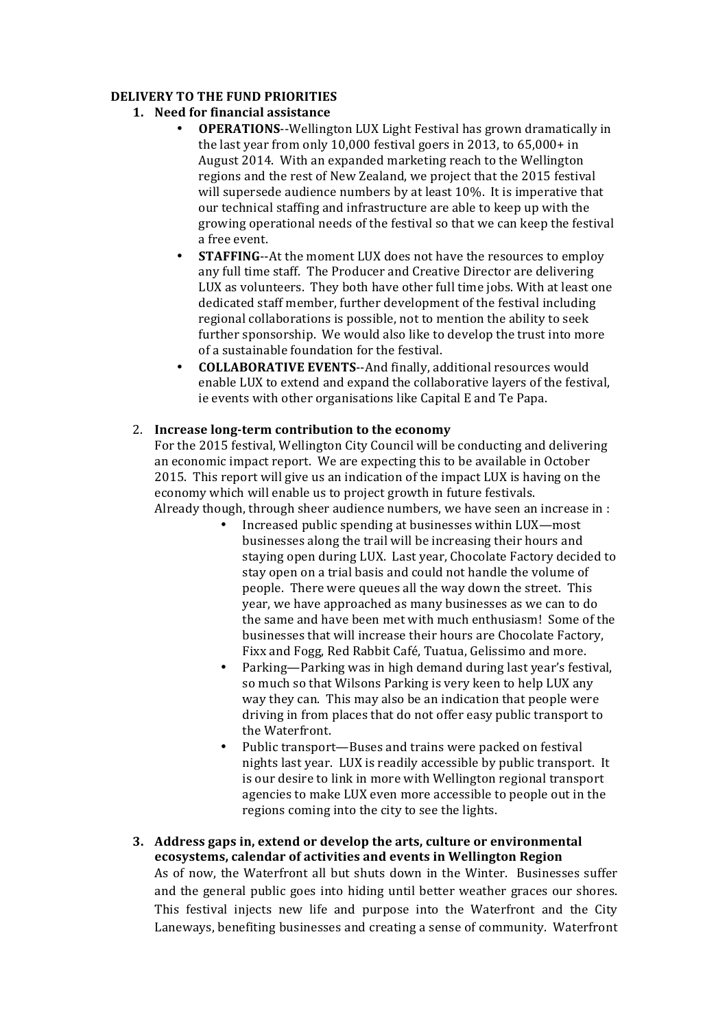**DELIVERY TO THE FUND PRIORITIES**

1. **Need for financial assistance**
   - **OPERATIONS**--Wellington LUX Light Festival has grown dramatically in the last year from only 10,000 festival goers in 2013, to 65,000+ in August 2014. With an expanded marketing reach to the Wellington regions and the rest of New Zealand, we project that the 2015 festival will supersede audience numbers by at least 10%. It is imperative that our technical staffing and infrastructure are able to keep up with the growing operational needs of the festival so that we can keep the festival a free event.
   - **STAFFING**--At the moment LUX does not have the resources to employ any full time staff. The Producer and Creative Director are delivering LUX as volunteers. They both have other full time jobs. With at least one dedicated staff member, further development of the festival including regional collaborations is possible, not to mention the ability to seek further sponsorship. We would also like to develop the trust into more of a sustainable foundation for the festival.
   - **COLLABORATIVE EVENTS**--And finally, additional resources would enable LUX to extend and expand the collaborative layers of the festival, ie events with other organisations like Capital E and Te Papa.

2. **Increase long-term contribution to the economy**

   For the 2015 festival, Wellington City Council will be conducting and delivering an economic impact report. We are expecting this to be available in October 2015. This report will give us an indication of the impact LUX is having on the economy which will enable us to project growth in future festivals.

   Already though, through sheer audience numbers, we have seen an increase in :

   - Increased public spending at businesses within LUX—most businesses along the trail will be increasing their hours and staying open during LUX. Last year, Chocolate Factory decided to stay open on a trial basis and could not handle the volume of people. There were queues all the way down the street. This year, we have approached as many businesses as we can to do the same and have been met with much enthusiasm! Some of the businesses that will increase their hours are Chocolate Factory, Fixx and Fogg, Red Rabbit Café, Tuatua, Gelissimo and more.
   - Parking—Parking was in high demand during last year's festival, so much so that Wilsons Parking is very keen to help LUX any way they can. This may also be an indication that people were driving in from places that do not offer easy public transport to the Waterfront.
   - Public transport—Buses and trains were packed on festival nights last year. LUX is readily accessible by public transport. It is our desire to link in more with Wellington regional transport agencies to make LUX even more accessible to people out in the regions coming into the city to see the lights.

3. **Address gaps in, extend or develop the arts, culture or environmental ecosystems, calendar of activities and events in Wellington Region**

   As of now, the Waterfront all but shuts down in the Winter. Businesses suffer and the general public goes into hiding until better weather graces our shores. This festival injects new life and purpose into the Waterfront and the City Laneways, benefiting businesses and creating a sense of community. Waterfront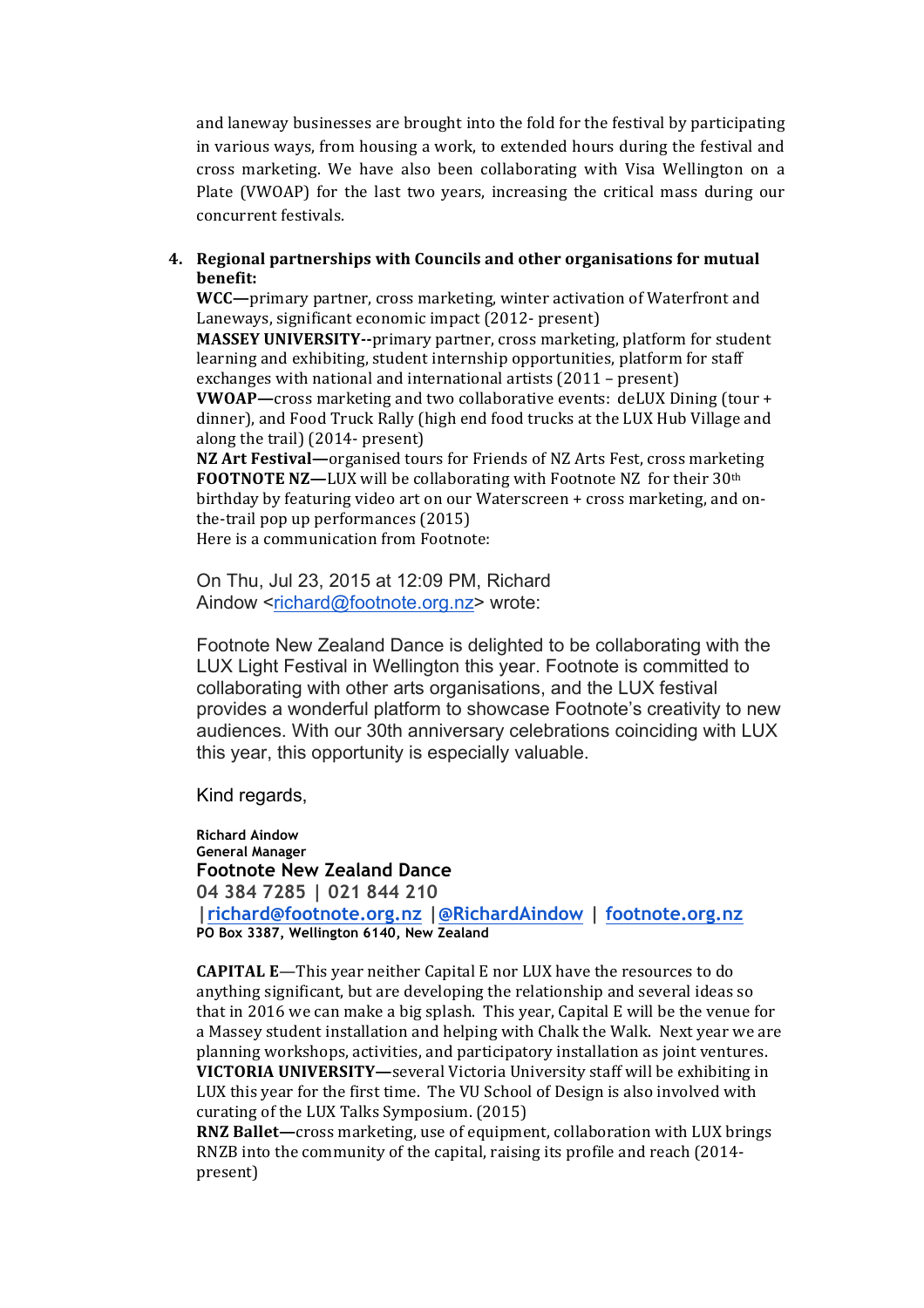and laneway businesses are brought into the fold for the festival by participating in various ways, from housing a work, to extended hours during the festival and cross marketing. We have also been collaborating with Visa Wellington on a Plate (VWOAP) for the last two years, increasing the critical mass during our concurrent festivals.

4. **Regional partnerships with Councils and other organisations for mutual benefit:**

**WCC—**primary partner, cross marketing, winter activation of Waterfront and Laneways, significant economic impact (2012- present)

**MASSEY UNIVERSITY--**primary partner, cross marketing, platform for student learning and exhibiting, student internship opportunities, platform for staff exchanges with national and international artists (2011 – present)

**VWOAP—**cross marketing and two collaborative events: deLUX Dining (tour + dinner), and Food Truck Rally (high end food trucks at the LUX Hub Village and along the trail) (2014- present)

**NZ Art Festival—**organised tours for Friends of NZ Arts Fest, cross marketing

**FOOTNOTE NZ—**LUX will be collaborating with Footnote NZ for their 30th birthday by featuring video art on our Waterscreen + cross marketing, and on-the-trail pop up performances (2015)

Here is a communication from Footnote:

On Thu, Jul 23, 2015 at 12:09 PM, Richard Aindow <richard@footnote.org.nz> wrote:

Footnote New Zealand Dance is delighted to be collaborating with the LUX Light Festival in Wellington this year. Footnote is committed to collaborating with other arts organisations, and the LUX festival provides a wonderful platform to showcase Footnote's creativity to new audiences. With our 30th anniversary celebrations coinciding with LUX this year, this opportunity is especially valuable.

Kind regards,

**Richard Aindow**
**General Manager**
**Footnote New Zealand Dance**
**04 384 7285 | 021 844 210**
**|richard@footnote.org.nz |@RichardAindow | footnote.org.nz**
**PO Box 3387, Wellington 6140, New Zealand**

**CAPITAL E**—This year neither Capital E nor LUX have the resources to do anything significant, but are developing the relationship and several ideas so that in 2016 we can make a big splash. This year, Capital E will be the venue for a Massey student installation and helping with Chalk the Walk. Next year we are planning workshops, activities, and participatory installation as joint ventures.

**VICTORIA UNIVERSITY—**several Victoria University staff will be exhibiting in LUX this year for the first time. The VU School of Design is also involved with curating of the LUX Talks Symposium. (2015)

**RNZ Ballet—**cross marketing, use of equipment, collaboration with LUX brings RNZB into the community of the capital, raising its profile and reach (2014-present)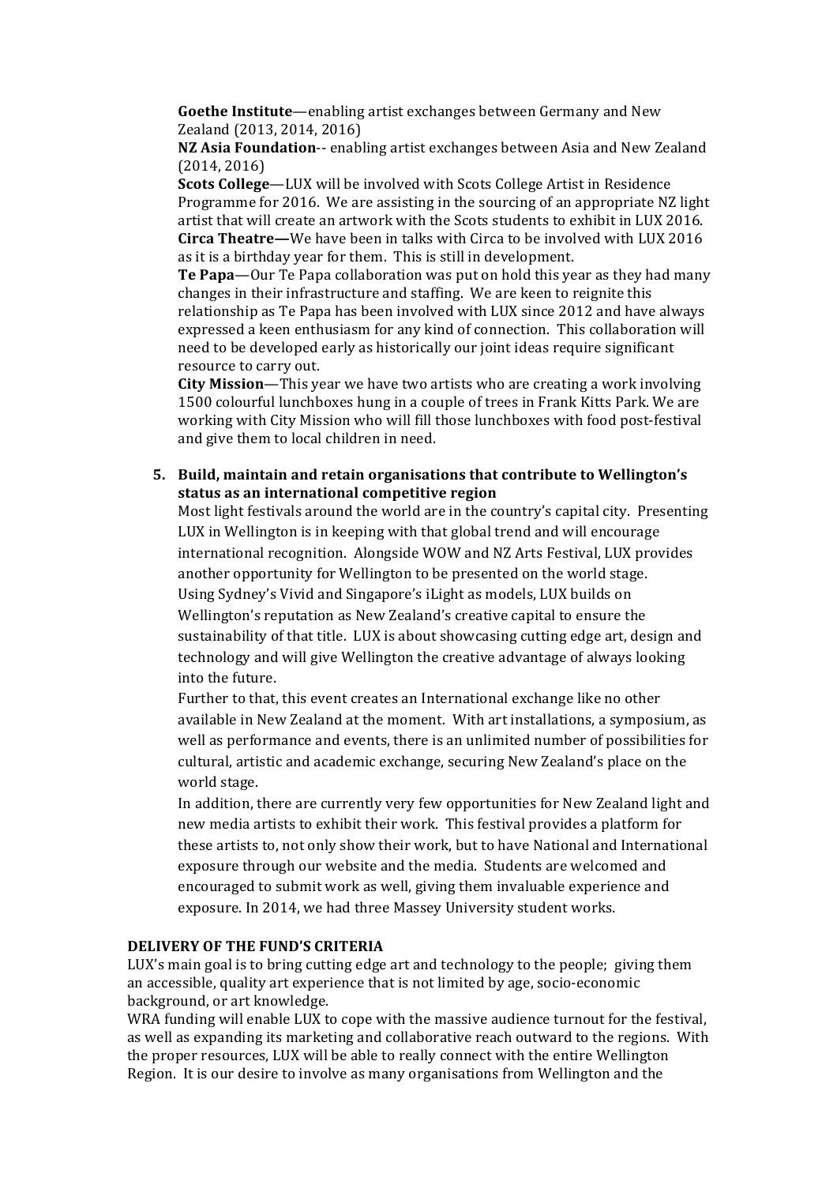**Goethe Institute**—enabling artist exchanges between Germany and New Zealand (2013, 2014, 2016)

**NZ Asia Foundation**-- enabling artist exchanges between Asia and New Zealand (2014, 2016)

**Scots College**—LUX will be involved with Scots College Artist in Residence Programme for 2016. We are assisting in the sourcing of an appropriate NZ light artist that will create an artwork with the Scots students to exhibit in LUX 2016.

**Circa Theatre—**We have been in talks with Circa to be involved with LUX 2016 as it is a birthday year for them. This is still in development.

**Te Papa**—Our Te Papa collaboration was put on hold this year as they had many changes in their infrastructure and staffing. We are keen to reignite this relationship as Te Papa has been involved with LUX since 2012 and have always expressed a keen enthusiasm for any kind of connection. This collaboration will need to be developed early as historically our joint ideas require significant resource to carry out.

**City Mission**—This year we have two artists who are creating a work involving 1500 colourful lunchboxes hung in a couple of trees in Frank Kitts Park. We are working with City Mission who will fill those lunchboxes with food post-festival and give them to local children in need.

5. **Build, maintain and retain organisations that contribute to Wellington's status as an international competitive region**

   Most light festivals around the world are in the country's capital city. Presenting LUX in Wellington is in keeping with that global trend and will encourage international recognition. Alongside WOW and NZ Arts Festival, LUX provides another opportunity for Wellington to be presented on the world stage.

   Using Sydney's Vivid and Singapore's iLight as models, LUX builds on Wellington's reputation as New Zealand's creative capital to ensure the sustainability of that title. LUX is about showcasing cutting edge art, design and technology and will give Wellington the creative advantage of always looking into the future.

   Further to that, this event creates an International exchange like no other available in New Zealand at the moment. With art installations, a symposium, as well as performance and events, there is an unlimited number of possibilities for cultural, artistic and academic exchange, securing New Zealand's place on the world stage.

   In addition, there are currently very few opportunities for New Zealand light and new media artists to exhibit their work. This festival provides a platform for these artists to, not only show their work, but to have National and International exposure through our website and the media. Students are welcomed and encouraged to submit work as well, giving them invaluable experience and exposure. In 2014, we had three Massey University student works.

**DELIVERY OF THE FUND'S CRITERIA**

LUX's main goal is to bring cutting edge art and technology to the people; giving them an accessible, quality art experience that is not limited by age, socio-economic background, or art knowledge.

WRA funding will enable LUX to cope with the massive audience turnout for the festival, as well as expanding its marketing and collaborative reach outward to the regions. With the proper resources, LUX will be able to really connect with the entire Wellington Region. It is our desire to involve as many organisations from Wellington and the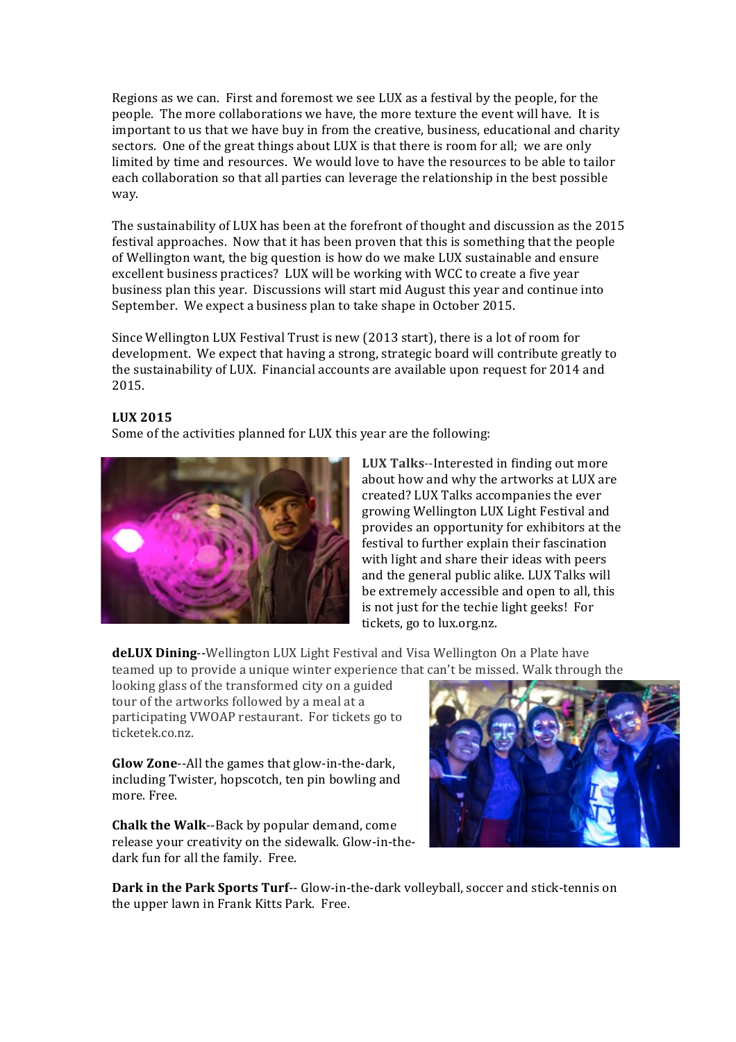Regions as we can. First and foremost we see LUX as a festival by the people, for the people. The more collaborations we have, the more texture the event will have. It is important to us that we have buy in from the creative, business, educational and charity sectors. One of the great things about LUX is that there is room for all; we are only limited by time and resources. We would love to have the resources to be able to tailor each collaboration so that all parties can leverage the relationship in the best possible way.

The sustainability of LUX has been at the forefront of thought and discussion as the 2015 festival approaches. Now that it has been proven that this is something that the people of Wellington want, the big question is how do we make LUX sustainable and ensure excellent business practices? LUX will be working with WCC to create a five year business plan this year. Discussions will start mid August this year and continue into September. We expect a business plan to take shape in October 2015.

Since Wellington LUX Festival Trust is new (2013 start), there is a lot of room for development. We expect that having a strong, strategic board will contribute greatly to the sustainability of LUX. Financial accounts are available upon request for 2014 and 2015.

**LUX 2015**

Some of the activities planned for LUX this year are the following:

**LUX Talks**--Interested in finding out more about how and why the artworks at LUX are created? LUX Talks accompanies the ever growing Wellington LUX Light Festival and provides an opportunity for exhibitors at the festival to further explain their fascination with light and share their ideas with peers and the general public alike. LUX Talks will be extremely accessible and open to all, this is not just for the techie light geeks! For tickets, go to lux.org.nz.

**deLUX Dining**--Wellington LUX Light Festival and Visa Wellington On a Plate have teamed up to provide a unique winter experience that can't be missed. Walk through the looking glass of the transformed city on a guided tour of the artworks followed by a meal at a participating VWOAP restaurant. For tickets go to ticketek.co.nz.

**Glow Zone**--All the games that glow-in-the-dark, including Twister, hopscotch, ten pin bowling and more. Free.

**Chalk the Walk**--Back by popular demand, come release your creativity on the sidewalk. Glow-in-the-dark fun for all the family. Free.

**Dark in the Park Sports Turf**-- Glow-in-the-dark volleyball, soccer and stick-tennis on the upper lawn in Frank Kitts Park. Free.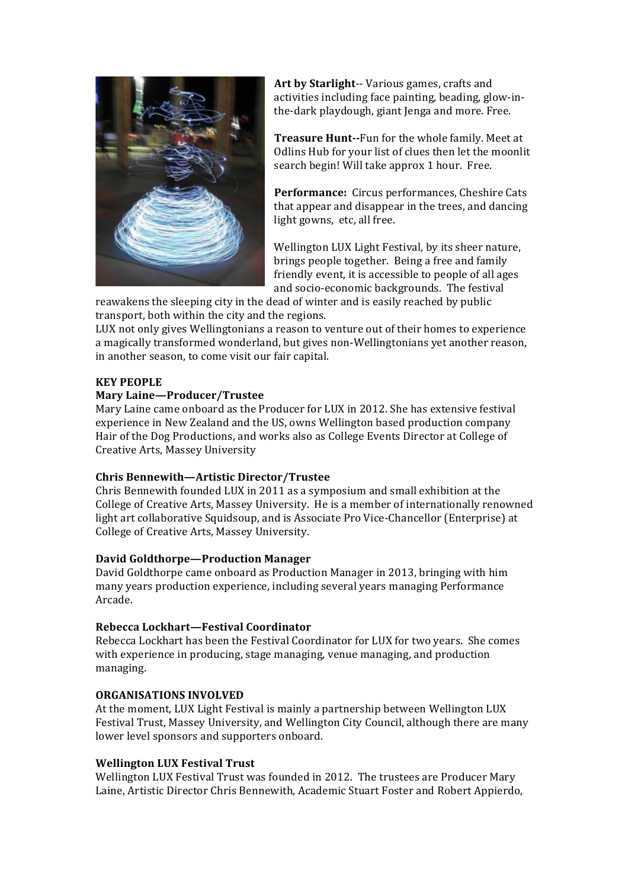**Art by Starlight**-- Various games, crafts and activities including face painting, beading, glow-in-the-dark playdough, giant Jenga and more. Free.

**Treasure Hunt--**Fun for the whole family. Meet at Odlins Hub for your list of clues then let the moonlit search begin! Will take approx 1 hour. Free.

**Performance:** Circus performances, Cheshire Cats that appear and disappear in the trees, and dancing light gowns, etc, all free.

Wellington LUX Light Festival, by its sheer nature, brings people together. Being a free and family friendly event, it is accessible to people of all ages and socio-economic backgrounds. The festival reawakens the sleeping city in the dead of winter and is easily reached by public transport, both within the city and the regions.

LUX not only gives Wellingtonians a reason to venture out of their homes to experience a magically transformed wonderland, but gives non-Wellingtonians yet another reason, in another season, to come visit our fair capital.

**KEY PEOPLE**

**Mary Laine—Producer/Trustee**

Mary Laine came onboard as the Producer for LUX in 2012. She has extensive festival experience in New Zealand and the US, owns Wellington based production company Hair of the Dog Productions, and works also as College Events Director at College of Creative Arts, Massey University

**Chris Bennewith—Artistic Director/Trustee**

Chris Bennewith founded LUX in 2011 as a symposium and small exhibition at the College of Creative Arts, Massey University. He is a member of internationally renowned light art collaborative Squidsoup, and is Associate Pro Vice-Chancellor (Enterprise) at College of Creative Arts, Massey University.

**David Goldthorpe—Production Manager**

David Goldthorpe came onboard as Production Manager in 2013, bringing with him many years production experience, including several years managing Performance Arcade.

**Rebecca Lockhart—Festival Coordinator**

Rebecca Lockhart has been the Festival Coordinator for LUX for two years. She comes with experience in producing, stage managing, venue managing, and production managing.

**ORGANISATIONS INVOLVED**

At the moment, LUX Light Festival is mainly a partnership between Wellington LUX Festival Trust, Massey University, and Wellington City Council, although there are many lower level sponsors and supporters onboard.

**Wellington LUX Festival Trust**

Wellington LUX Festival Trust was founded in 2012. The trustees are Producer Mary Laine, Artistic Director Chris Bennewith, Academic Stuart Foster and Robert Appierdo,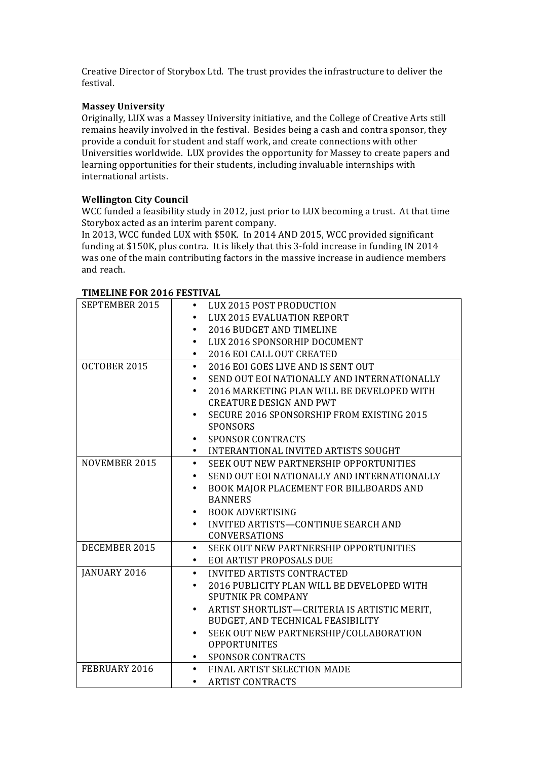Creative Director of Storybox Ltd. The trust provides the infrastructure to deliver the festival.

**Massey University**

Originally, LUX was a Massey University initiative, and the College of Creative Arts still remains heavily involved in the festival. Besides being a cash and contra sponsor, they provide a conduit for student and staff work, and create connections with other Universities worldwide. LUX provides the opportunity for Massey to create papers and learning opportunities for their students, including invaluable internships with international artists.

**Wellington City Council**

WCC funded a feasibility study in 2012, just prior to LUX becoming a trust. At that time Storybox acted as an interim parent company.

In 2013, WCC funded LUX with $50K. In 2014 AND 2015, WCC provided significant funding at $150K, plus contra. It is likely that this 3-fold increase in funding IN 2014 was one of the main contributing factors in the massive increase in audience members and reach.

**TIMELINE FOR 2016 FESTIVAL**

| | |
|---|---|
| SEPTEMBER 2015 | • LUX 2015 POST PRODUCTION<br>• LUX 2015 EVALUATION REPORT<br>• 2016 BUDGET AND TIMELINE<br>• LUX 2016 SPONSORHIP DOCUMENT<br>• 2016 EOI CALL OUT CREATED |
| OCTOBER 2015 | • 2016 EOI GOES LIVE AND IS SENT OUT<br>• SEND OUT EOI NATIONALLY AND INTERNATIONALLY<br>• 2016 MARKETING PLAN WILL BE DEVELOPED WITH CREATURE DESIGN AND PWT<br>• SECURE 2016 SPONSORSHIP FROM EXISTING 2015 SPONSORS<br>• SPONSOR CONTRACTS<br>• INTERANTIONAL INVITED ARTISTS SOUGHT |
| NOVEMBER 2015 | • SEEK OUT NEW PARTNERSHIP OPPORTUNITIES<br>• SEND OUT EOI NATIONALLY AND INTERNATIONALLY<br>• BOOK MAJOR PLACEMENT FOR BILLBOARDS AND BANNERS<br>• BOOK ADVERTISING<br>• INVITED ARTISTS—CONTINUE SEARCH AND CONVERSATIONS |
| DECEMBER 2015 | • SEEK OUT NEW PARTNERSHIP OPPORTUNITIES<br>• EOI ARTIST PROPOSALS DUE |
| JANUARY 2016 | • INVITED ARTISTS CONTRACTED<br>• 2016 PUBLICITY PLAN WILL BE DEVELOPED WITH SPUTNIK PR COMPANY<br>• ARTIST SHORTLIST—CRITERIA IS ARTISTIC MERIT, BUDGET, AND TECHNICAL FEASIBILITY<br>• SEEK OUT NEW PARTNERSHIP/COLLABORATION OPPORTUNITES<br>• SPONSOR CONTRACTS |
| FEBRUARY 2016 | • FINAL ARTIST SELECTION MADE<br>• ARTIST CONTRACTS |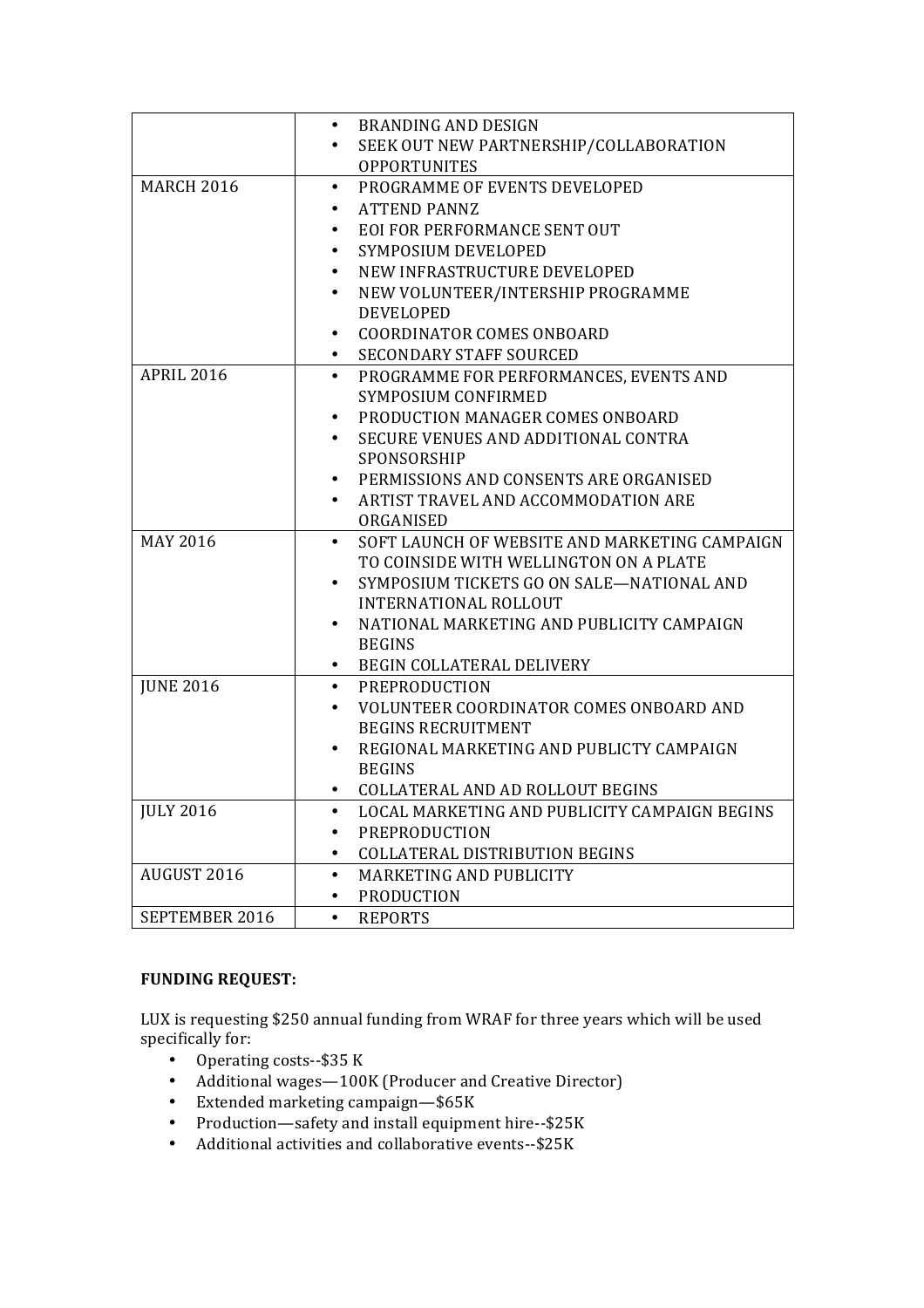| | |
|---|---|
| | • BRANDING AND DESIGN<br>• SEEK OUT NEW PARTNERSHIP/COLLABORATION OPPORTUNITES |
| MARCH 2016 | • PROGRAMME OF EVENTS DEVELOPED<br>• ATTEND PANNZ<br>• EOI FOR PERFORMANCE SENT OUT<br>• SYMPOSIUM DEVELOPED<br>• NEW INFRASTRUCTURE DEVELOPED<br>• NEW VOLUNTEER/INTERSHIP PROGRAMME DEVELOPED<br>• COORDINATOR COMES ONBOARD<br>• SECONDARY STAFF SOURCED |
| APRIL 2016 | • PROGRAMME FOR PERFORMANCES, EVENTS AND SYMPOSIUM CONFIRMED<br>• PRODUCTION MANAGER COMES ONBOARD<br>• SECURE VENUES AND ADDITIONAL CONTRA SPONSORSHIP<br>• PERMISSIONS AND CONSENTS ARE ORGANISED<br>• ARTIST TRAVEL AND ACCOMMODATION ARE ORGANISED |
| MAY 2016 | • SOFT LAUNCH OF WEBSITE AND MARKETING CAMPAIGN TO COINSIDE WITH WELLINGTON ON A PLATE<br>• SYMPOSIUM TICKETS GO ON SALE—NATIONAL AND INTERNATIONAL ROLLOUT<br>• NATIONAL MARKETING AND PUBLICITY CAMPAIGN BEGINS<br>• BEGIN COLLATERAL DELIVERY |
| JUNE 2016 | • PREPRODUCTION<br>• VOLUNTEER COORDINATOR COMES ONBOARD AND BEGINS RECRUITMENT<br>• REGIONAL MARKETING AND PUBLICTY CAMPAIGN BEGINS<br>• COLLATERAL AND AD ROLLOUT BEGINS |
| JULY 2016 | • LOCAL MARKETING AND PUBLICITY CAMPAIGN BEGINS<br>• PREPRODUCTION<br>• COLLATERAL DISTRIBUTION BEGINS |
| AUGUST 2016 | • MARKETING AND PUBLICITY<br>• PRODUCTION |
| SEPTEMBER 2016 | • REPORTS |

**FUNDING REQUEST:**

LUX is requesting $250 annual funding from WRAF for three years which will be used specifically for:

- Operating costs--$35 K
- Additional wages—100K (Producer and Creative Director)
- Extended marketing campaign—$65K
- Production—safety and install equipment hire--$25K
- Additional activities and collaborative events--$25K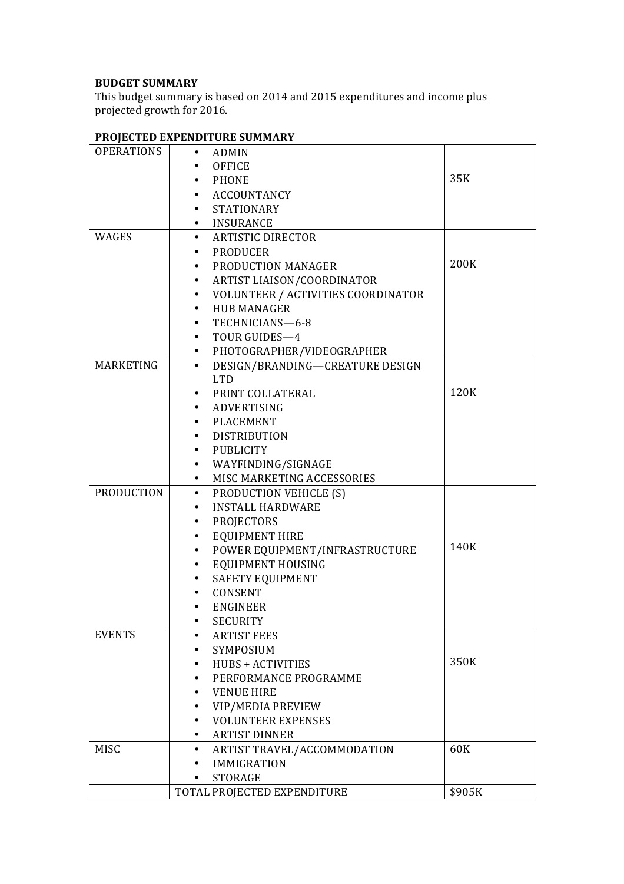**BUDGET SUMMARY**

This budget summary is based on 2014 and 2015 expenditures and income plus projected growth for 2016.

**PROJECTED EXPENDITURE SUMMARY**

| | | |
|---|---|---|
| OPERATIONS | • ADMIN<br>• OFFICE<br>• PHONE<br>• ACCOUNTANCY<br>• STATIONARY<br>• INSURANCE | 35K |
| WAGES | • ARTISTIC DIRECTOR<br>• PRODUCER<br>• PRODUCTION MANAGER<br>• ARTIST LIAISON/COORDINATOR<br>• VOLUNTEER / ACTIVITIES COORDINATOR<br>• HUB MANAGER<br>• TECHNICIANS—6-8<br>• TOUR GUIDES—4<br>• PHOTOGRAPHER/VIDEOGRAPHER | 200K |
| MARKETING | • DESIGN/BRANDING—CREATURE DESIGN LTD<br>• PRINT COLLATERAL<br>• ADVERTISING<br>• PLACEMENT<br>• DISTRIBUTION<br>• PUBLICITY<br>• WAYFINDING/SIGNAGE<br>• MISC MARKETING ACCESSORIES | 120K |
| PRODUCTION | • PRODUCTION VEHICLE (S)<br>• INSTALL HARDWARE<br>• PROJECTORS<br>• EQUIPMENT HIRE<br>• POWER EQUIPMENT/INFRASTRUCTURE<br>• EQUIPMENT HOUSING<br>• SAFETY EQUIPMENT<br>• CONSENT<br>• ENGINEER<br>• SECURITY | 140K |
| EVENTS | • ARTIST FEES<br>• SYMPOSIUM<br>• HUBS + ACTIVITIES<br>• PERFORMANCE PROGRAMME<br>• VENUE HIRE<br>• VIP/MEDIA PREVIEW<br>• VOLUNTEER EXPENSES<br>• ARTIST DINNER | 350K |
| MISC | • ARTIST TRAVEL/ACCOMMODATION<br>• IMMIGRATION<br>• STORAGE | 60K |
| | TOTAL PROJECTED EXPENDITURE | $905K |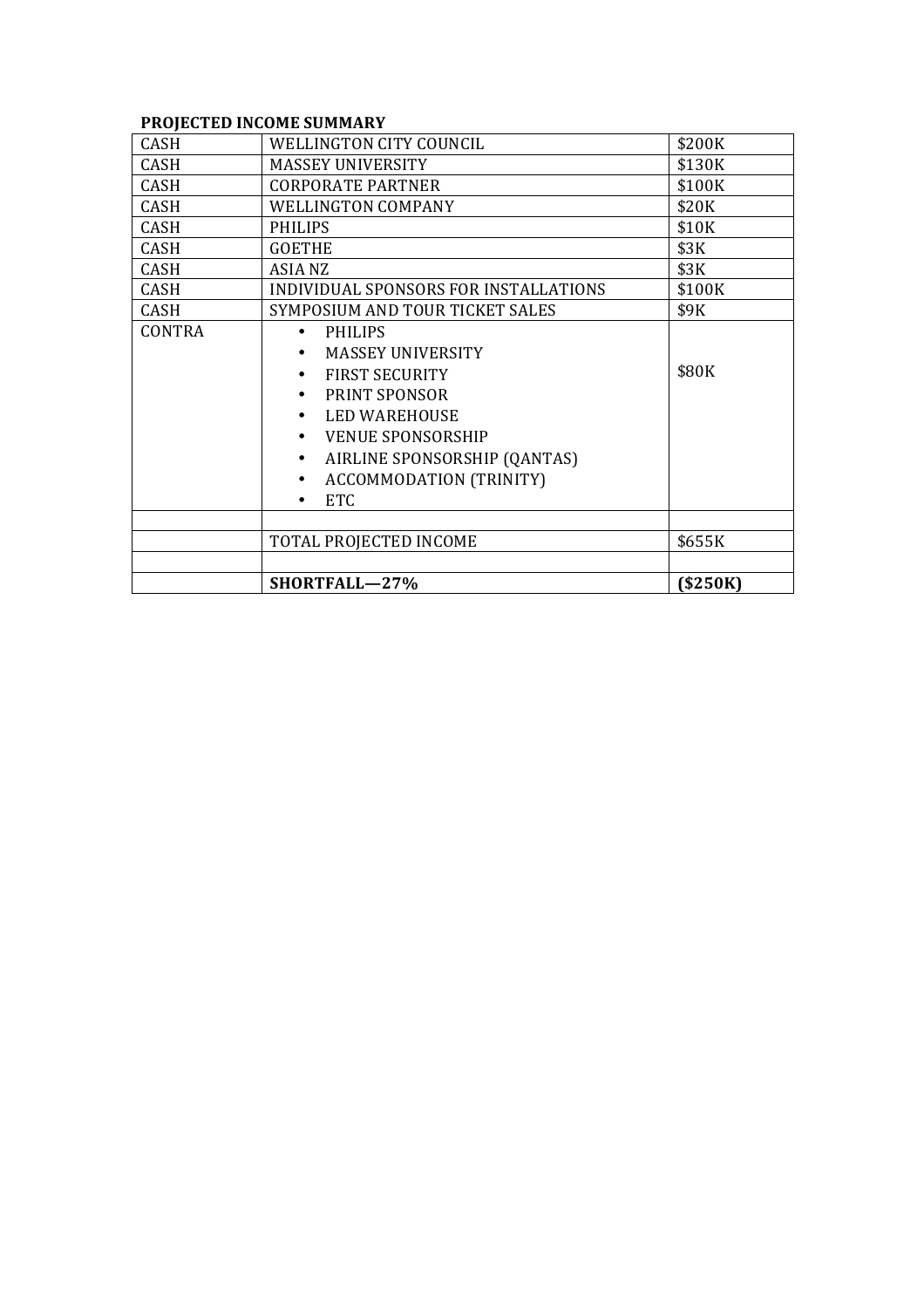**PROJECTED INCOME SUMMARY**

| | | |
|---|---|---|
| CASH | WELLINGTON CITY COUNCIL | $200K |
| CASH | MASSEY UNIVERSITY | $130K |
| CASH | CORPORATE PARTNER | $100K |
| CASH | WELLINGTON COMPANY | $20K |
| CASH | PHILIPS | $10K |
| CASH | GOETHE | $3K |
| CASH | ASIA NZ | $3K |
| CASH | INDIVIDUAL SPONSORS FOR INSTALLATIONS | $100K |
| CASH | SYMPOSIUM AND TOUR TICKET SALES | $9K |
| CONTRA | • PHILIPS<br>• MASSEY UNIVERSITY<br>• FIRST SECURITY<br>• PRINT SPONSOR<br>• LED WAREHOUSE<br>• VENUE SPONSORSHIP<br>• AIRLINE SPONSORSHIP (QANTAS)<br>• ACCOMMODATION (TRINITY)<br>• ETC | $80K |
| | | |
| | TOTAL PROJECTED INCOME | $655K |
| | | |
| | **SHORTFALL—27%** | **($250K)** |